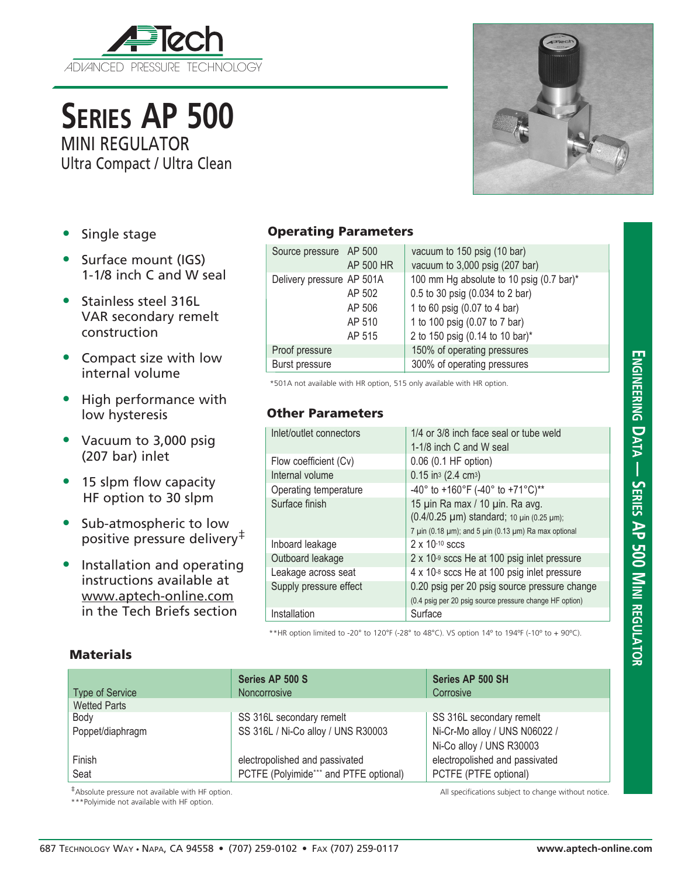# SERIES AP 500

## MINI REGULATOR

Ultra Compact / Ultra Clean

- Single stage
- Surface mount (IGS) 1-1/8 inch C and W seal
- Stainless steel 316L VAR secondary remelt construction
- Compact size with low internal volume
- High performance with low hysteresis
- Vacuum to 3,000 psig (207 bar) inlet
- 15 slpm flow capacity HF option to 30 slpm
- Sub-atmospheric to low positive pressure delivery‡
- Installation and operating instructions available at www.aptech-online.com in the Tech Briefs section

### Operating Parameters

| | | |
|---|---|---|
| Source pressure | AP 500 | vacuum to 150 psig (10 bar) |
| | AP 500 HR | vacuum to 3,000 psig (207 bar) |
| Delivery pressure | AP 501A | 100 mm Hg absolute to 10 psig (0.7 bar)* |
| | AP 502 | 0.5 to 30 psig (0.034 to 2 bar) |
| | AP 506 | 1 to 60 psig (0.07 to 4 bar) |
| | AP 510 | 1 to 100 psig (0.07 to 7 bar) |
| | AP 515 | 2 to 150 psig (0.14 to 10 bar)* |
| Proof pressure | | 150% of operating pressures |
| Burst pressure | | 300% of operating pressures |

*501A not available with HR option, 515 only available with HR option.

### Other Parameters

| | |
|---|---|
| Inlet/outlet connectors | 1/4 or 3/8 inch face seal or tube weld<br>1-1/8 inch C and W seal |
| Flow coefficient (Cv) | 0.06 (0.1 HF option) |
| Internal volume | 0.15 $in^3$ (2.4 $cm^3$) |
| Operating temperature | -40° to +160°F (-40° to +71°C)** |
| Surface finish | 15 µin Ra max / 10 µin. Ra avg. (0.4/0.25 µm) standard; 10 µin (0.25 µm); 7 µin (0.18 µm); and 5 µin (0.13 µm) Ra max optional |
| Inboard leakage | $2 \times 10^{-10}$ sccs |
| Outboard leakage | $2 \times 10^{-9}$ sccs He at 100 psig inlet pressure |
| Leakage across seat | $4 \times 10^{-8}$ sccs He at 100 psig inlet pressure |
| Supply pressure effect | 0.20 psig per 20 psig source pressure change<br>(0.4 psig per 20 psig source pressure change HF option) |
| Installation | Surface |

**HR option limited to -20° to 120°F (-28° to 48°C). VS option 14° to 194°F (-10° to + 90°C).

### Materials

| Type of Service | Series AP 500 S<br>Noncorrosive | Series AP 500 SH<br>Corrosive |
|---|---|---|
| Wetted Parts | | |
| Body | SS 316L secondary remelt | SS 316L secondary remelt |
| Poppet/diaphragm | SS 316L / Ni-Co alloy / UNS R30003 | Ni-Cr-Mo alloy / UNS N06022 / Ni-Co alloy / UNS R30003 |
| Finish | electropolished and passivated | electropolished and passivated |
| Seat | PCTFE (Polyimide*** and PTFE optional) | PCTFE (PTFE optional) |

‡Absolute pressure not available with HF option.

***Polyimide not available with HF option.

All specifications subject to change without notice.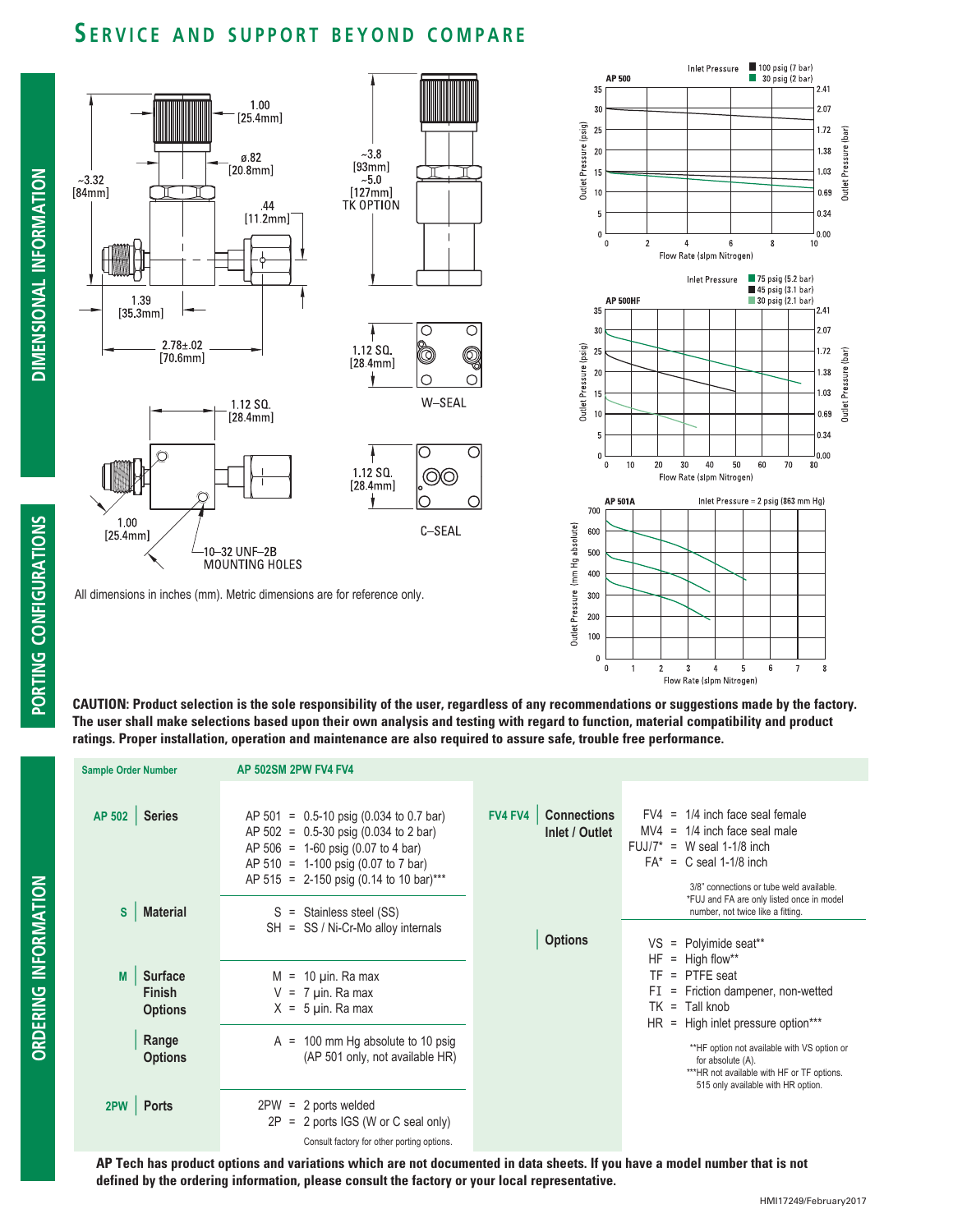## SERVICE AND SUPPORT BEYOND COMPARE

DIMENSIONAL INFORMATION

1.00
[25.4mm]

ø.82
[20.8mm]

~3.32
[84mm]

.44
[11.2mm]

1.39
[35.3mm]

2.78±.02
[70.6mm]

~3.8
[93mm]
~5.0
[127mm]
TK OPTION

1.12 SQ.
[28.4mm]

W–SEAL

1.12 SQ.
[28.4mm]

1.12 SQ.
[28.4mm]

C–SEAL

1.00
[25.4mm]

10–32 UNF–2B
MOUNTING HOLES

All dimensions in inches (mm). Metric dimensions are for reference only.

AP 500
Inlet Pressure
100 psig (7 bar)
30 psig (2 bar)
Outlet Pressure (psig)
Outlet Pressure (bar)
35
30
25
20
15
10
5
0
2.41
2.07
1.72
1.38
1.03
0.69
0.34
0.00
0 2 4 6 8 10
Flow Rate (slpm Nitrogen)

AP 500HF
Inlet Pressure
75 psig (5.2 bar)
45 psig (3.1 bar)
30 psig (2.1 bar)
Outlet Pressure (psig)
Outlet Pressure (bar)
35
30
25
20
15
10
5
0
2.41
2.07
1.72
1.38
1.03
0.69
0.34
0.00
0 10 20 30 40 50 60 70 80
Flow Rate (slpm Nitrogen)

AP 501A
Inlet Pressure = 2 psig (863 mm Hg)
Outlet Pressure (mm Hg absolute)
700
600
500
400
300
200
100
0
0 1 2 3 4 5 6 7 8
Flow Rate (slpm Nitrogen)

PORTING CONFIGURATIONS

**CAUTION: Product selection is the sole responsibility of the user, regardless of any recommendations or suggestions made by the factory. The user shall make selections based upon their own analysis and testing with regard to function, material compatibility and product ratings. Proper installation, operation and maintenance are also required to assure safe, trouble free performance.**

## ORDERING INFORMATION

**Sample Order Number** **AP 502SM 2PW FV4 FV4**

| Code | Category | Options |
|---|---|---|
| **AP 502** | **Series** | AP 501 = 0.5-10 psig (0.034 to 0.7 bar)<br>AP 502 = 0.5-30 psig (0.034 to 2 bar)<br>AP 506 = 1-60 psig (0.07 to 4 bar)<br>AP 510 = 1-100 psig (0.07 to 7 bar)<br>AP 515 = 2-150 psig (0.14 to 10 bar)*** |
| **S** | **Material** | S = Stainless steel (SS)<br>SH = SS / Ni-Cr-Mo alloy internals |
| **M** | **Surface Finish Options** | M = 10 µin. Ra max<br>V = 7 µin. Ra max<br>X = 5 µin. Ra max |
| | **Range Options** | A = 100 mm Hg absolute to 10 psig (AP 501 only, not available HR) |
| **2PW** | **Ports** | 2PW = 2 ports welded<br>2P = 2 ports IGS (W or C seal only)<br>Consult factory for other porting options. |
| **FV4 FV4** | **Connections Inlet / Outlet** | FV4 = 1/4 inch face seal female<br>MV4 = 1/4 inch face seal male<br>FUJ/7* = W seal 1-1/8 inch<br>FA* = C seal 1-1/8 inch<br>3/8" connections or tube weld available.<br>*FUJ and FA are only listed once in model number, not twice like a fitting. |
| | **Options** | VS = Polyimide seat**<br>HF = High flow**<br>TF = PTFE seat<br>FI = Friction dampener, non-wetted<br>TK = Tall knob<br>HR = High inlet pressure option***<br>**HF option not available with VS option or for absolute (A).<br>***HR not available with HF or TF options. 515 only available with HR option. |

**AP Tech has product options and variations which are not documented in data sheets. If you have a model number that is not defined by the ordering information, please consult the factory or your local representative.**

HMI17249/February2017